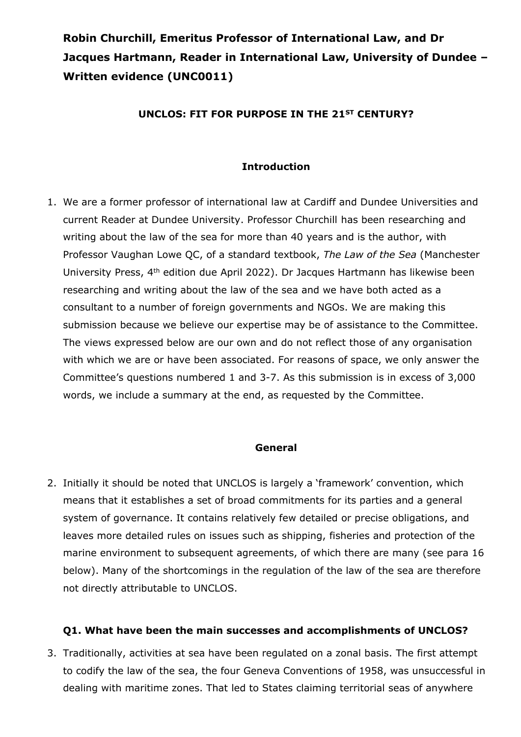# Robin Churchill, Emeritus Professor of International Law, and Dr Jacques Hartmann, Reader in International Law, University of Dundee – Written evidence (UNC0011)

## UNCLOS: FIT FOR PURPOSE IN THE 21ST CENTURY?

### Introduction

1. We are a former professor of international law at Cardiff and Dundee Universities and current Reader at Dundee University. Professor Churchill has been researching and writing about the law of the sea for more than 40 years and is the author, with Professor Vaughan Lowe QC, of a standard textbook, *The Law of the Sea* (Manchester University Press, 4th edition due April 2022). Dr Jacques Hartmann has likewise been researching and writing about the law of the sea and we have both acted as a consultant to a number of foreign governments and NGOs. We are making this submission because we believe our expertise may be of assistance to the Committee. The views expressed below are our own and do not reflect those of any organisation with which we are or have been associated. For reasons of space, we only answer the Committee's questions numbered 1 and 3-7. As this submission is in excess of 3,000 words, we include a summary at the end, as requested by the Committee.

### General

2. Initially it should be noted that UNCLOS is largely a 'framework' convention, which means that it establishes a set of broad commitments for its parties and a general system of governance. It contains relatively few detailed or precise obligations, and leaves more detailed rules on issues such as shipping, fisheries and protection of the marine environment to subsequent agreements, of which there are many (see para 16 below). Many of the shortcomings in the regulation of the law of the sea are therefore not directly attributable to UNCLOS.

#### Q1. What have been the main successes and accomplishments of UNCLOS?

3. Traditionally, activities at sea have been regulated on a zonal basis. The first attempt to codify the law of the sea, the four Geneva Conventions of 1958, was unsuccessful in dealing with maritime zones. That led to States claiming territorial seas of anywhere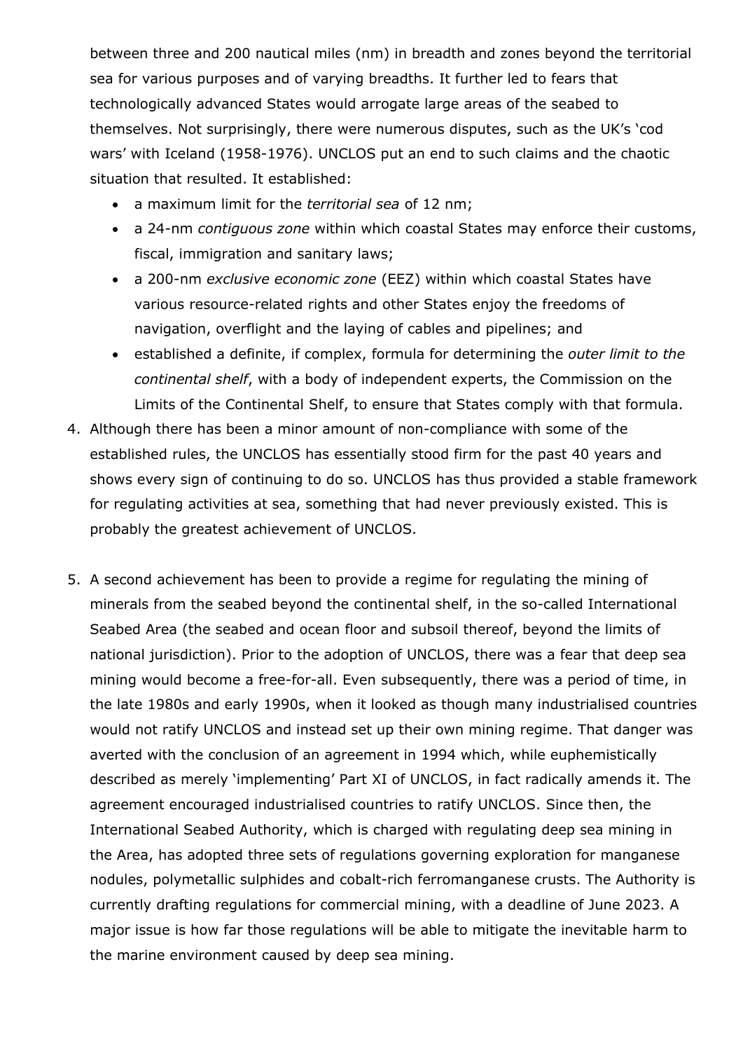between three and 200 nautical miles (nm) in breadth and zones beyond the territorial sea for various purposes and of varying breadths. It further led to fears that technologically advanced States would arrogate large areas of the seabed to themselves. Not surprisingly, there were numerous disputes, such as the UK's 'cod wars' with Iceland (1958-1976). UNCLOS put an end to such claims and the chaotic situation that resulted. It established:

- a maximum limit for the *territorial sea* of 12 nm;
- a 24-nm *contiguous zone* within which coastal States may enforce their customs, fiscal, immigration and sanitary laws;
- a 200-nm *exclusive economic zone* (EEZ) within which coastal States have various resource-related rights and other States enjoy the freedoms of navigation, overflight and the laying of cables and pipelines; and
- established a definite, if complex, formula for determining the *outer limit to the continental shelf*, with a body of independent experts, the Commission on the Limits of the Continental Shelf, to ensure that States comply with that formula.

4. Although there has been a minor amount of non-compliance with some of the established rules, the UNCLOS has essentially stood firm for the past 40 years and shows every sign of continuing to do so. UNCLOS has thus provided a stable framework for regulating activities at sea, something that had never previously existed. This is probably the greatest achievement of UNCLOS.

5. A second achievement has been to provide a regime for regulating the mining of minerals from the seabed beyond the continental shelf, in the so-called International Seabed Area (the seabed and ocean floor and subsoil thereof, beyond the limits of national jurisdiction). Prior to the adoption of UNCLOS, there was a fear that deep sea mining would become a free-for-all. Even subsequently, there was a period of time, in the late 1980s and early 1990s, when it looked as though many industrialised countries would not ratify UNCLOS and instead set up their own mining regime. That danger was averted with the conclusion of an agreement in 1994 which, while euphemistically described as merely 'implementing' Part XI of UNCLOS, in fact radically amends it. The agreement encouraged industrialised countries to ratify UNCLOS. Since then, the International Seabed Authority, which is charged with regulating deep sea mining in the Area, has adopted three sets of regulations governing exploration for manganese nodules, polymetallic sulphides and cobalt-rich ferromanganese crusts. The Authority is currently drafting regulations for commercial mining, with a deadline of June 2023. A major issue is how far those regulations will be able to mitigate the inevitable harm to the marine environment caused by deep sea mining.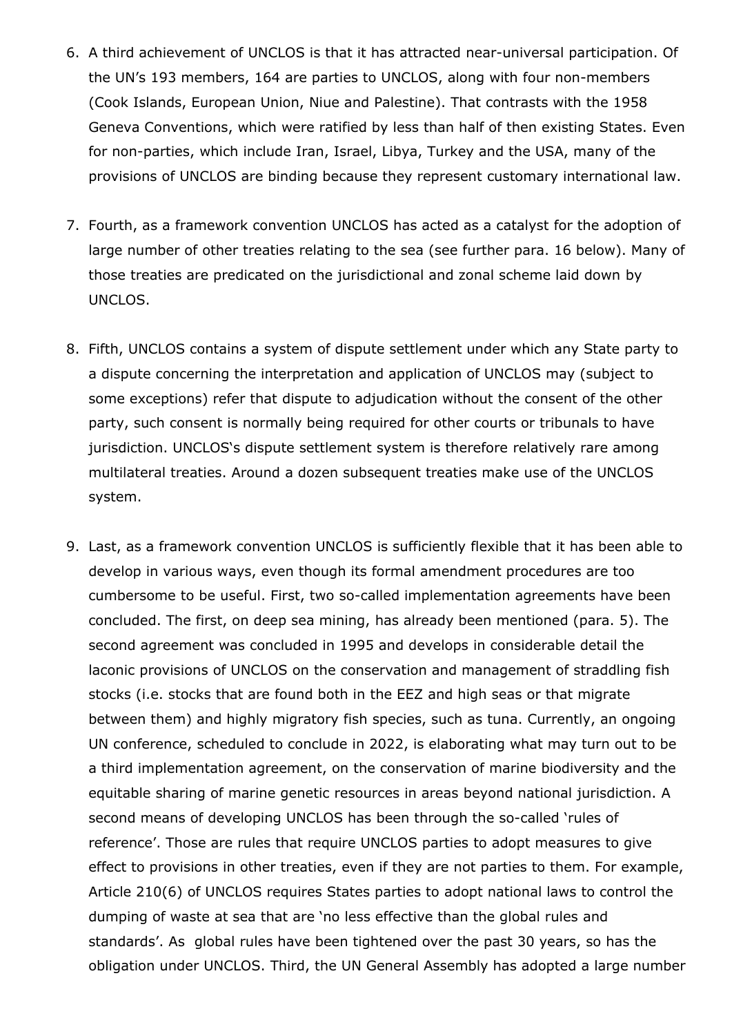6. A third achievement of UNCLOS is that it has attracted near-universal participation. Of the UN's 193 members, 164 are parties to UNCLOS, along with four non-members (Cook Islands, European Union, Niue and Palestine). That contrasts with the 1958 Geneva Conventions, which were ratified by less than half of then existing States. Even for non-parties, which include Iran, Israel, Libya, Turkey and the USA, many of the provisions of UNCLOS are binding because they represent customary international law.

7. Fourth, as a framework convention UNCLOS has acted as a catalyst for the adoption of large number of other treaties relating to the sea (see further para. 16 below). Many of those treaties are predicated on the jurisdictional and zonal scheme laid down by UNCLOS.

8. Fifth, UNCLOS contains a system of dispute settlement under which any State party to a dispute concerning the interpretation and application of UNCLOS may (subject to some exceptions) refer that dispute to adjudication without the consent of the other party, such consent is normally being required for other courts or tribunals to have jurisdiction. UNCLOS's dispute settlement system is therefore relatively rare among multilateral treaties. Around a dozen subsequent treaties make use of the UNCLOS system.

9. Last, as a framework convention UNCLOS is sufficiently flexible that it has been able to develop in various ways, even though its formal amendment procedures are too cumbersome to be useful. First, two so-called implementation agreements have been concluded. The first, on deep sea mining, has already been mentioned (para. 5). The second agreement was concluded in 1995 and develops in considerable detail the laconic provisions of UNCLOS on the conservation and management of straddling fish stocks (i.e. stocks that are found both in the EEZ and high seas or that migrate between them) and highly migratory fish species, such as tuna. Currently, an ongoing UN conference, scheduled to conclude in 2022, is elaborating what may turn out to be a third implementation agreement, on the conservation of marine biodiversity and the equitable sharing of marine genetic resources in areas beyond national jurisdiction. A second means of developing UNCLOS has been through the so-called 'rules of reference'. Those are rules that require UNCLOS parties to adopt measures to give effect to provisions in other treaties, even if they are not parties to them. For example, Article 210(6) of UNCLOS requires States parties to adopt national laws to control the dumping of waste at sea that are 'no less effective than the global rules and standards'. As global rules have been tightened over the past 30 years, so has the obligation under UNCLOS. Third, the UN General Assembly has adopted a large number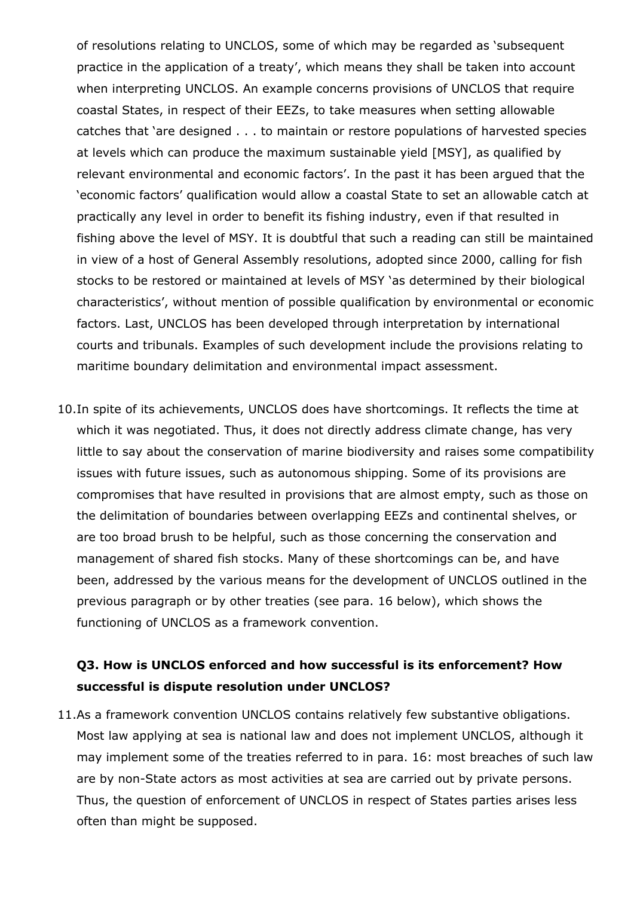of resolutions relating to UNCLOS, some of which may be regarded as 'subsequent practice in the application of a treaty', which means they shall be taken into account when interpreting UNCLOS. An example concerns provisions of UNCLOS that require coastal States, in respect of their EEZs, to take measures when setting allowable catches that 'are designed . . . to maintain or restore populations of harvested species at levels which can produce the maximum sustainable yield [MSY], as qualified by relevant environmental and economic factors'. In the past it has been argued that the 'economic factors' qualification would allow a coastal State to set an allowable catch at practically any level in order to benefit its fishing industry, even if that resulted in fishing above the level of MSY. It is doubtful that such a reading can still be maintained in view of a host of General Assembly resolutions, adopted since 2000, calling for fish stocks to be restored or maintained at levels of MSY 'as determined by their biological characteristics', without mention of possible qualification by environmental or economic factors. Last, UNCLOS has been developed through interpretation by international courts and tribunals. Examples of such development include the provisions relating to maritime boundary delimitation and environmental impact assessment.

10. In spite of its achievements, UNCLOS does have shortcomings. It reflects the time at which it was negotiated. Thus, it does not directly address climate change, has very little to say about the conservation of marine biodiversity and raises some compatibility issues with future issues, such as autonomous shipping. Some of its provisions are compromises that have resulted in provisions that are almost empty, such as those on the delimitation of boundaries between overlapping EEZs and continental shelves, or are too broad brush to be helpful, such as those concerning the conservation and management of shared fish stocks. Many of these shortcomings can be, and have been, addressed by the various means for the development of UNCLOS outlined in the previous paragraph or by other treaties (see para. 16 below), which shows the functioning of UNCLOS as a framework convention.

### Q3. How is UNCLOS enforced and how successful is its enforcement? How successful is dispute resolution under UNCLOS?

11. As a framework convention UNCLOS contains relatively few substantive obligations. Most law applying at sea is national law and does not implement UNCLOS, although it may implement some of the treaties referred to in para. 16: most breaches of such law are by non-State actors as most activities at sea are carried out by private persons. Thus, the question of enforcement of UNCLOS in respect of States parties arises less often than might be supposed.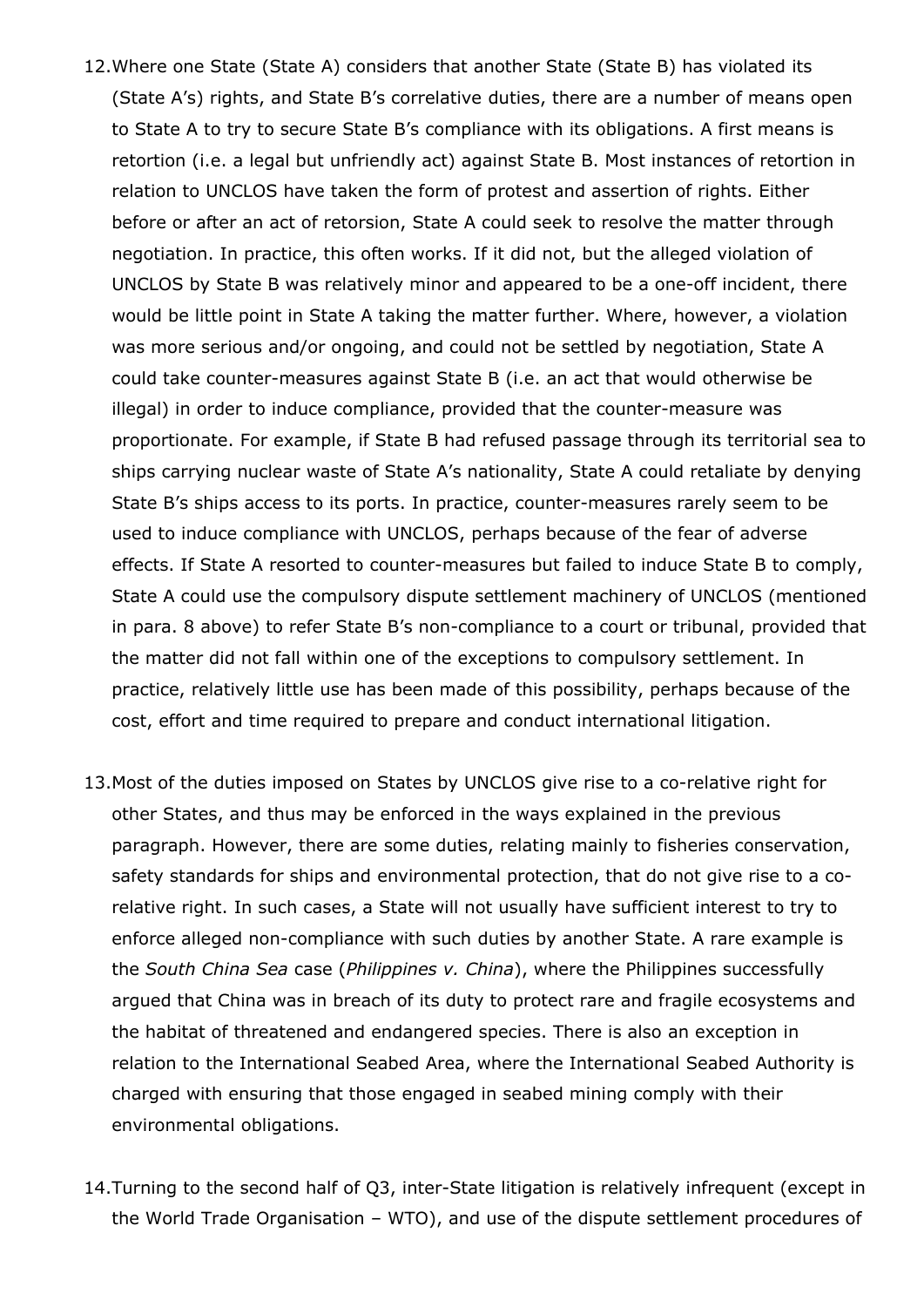12. Where one State (State A) considers that another State (State B) has violated its (State A's) rights, and State B's correlative duties, there are a number of means open to State A to try to secure State B's compliance with its obligations. A first means is retortion (i.e. a legal but unfriendly act) against State B. Most instances of retortion in relation to UNCLOS have taken the form of protest and assertion of rights. Either before or after an act of retorsion, State A could seek to resolve the matter through negotiation. In practice, this often works. If it did not, but the alleged violation of UNCLOS by State B was relatively minor and appeared to be a one-off incident, there would be little point in State A taking the matter further. Where, however, a violation was more serious and/or ongoing, and could not be settled by negotiation, State A could take counter-measures against State B (i.e. an act that would otherwise be illegal) in order to induce compliance, provided that the counter-measure was proportionate. For example, if State B had refused passage through its territorial sea to ships carrying nuclear waste of State A's nationality, State A could retaliate by denying State B's ships access to its ports. In practice, counter-measures rarely seem to be used to induce compliance with UNCLOS, perhaps because of the fear of adverse effects. If State A resorted to counter-measures but failed to induce State B to comply, State A could use the compulsory dispute settlement machinery of UNCLOS (mentioned in para. 8 above) to refer State B's non-compliance to a court or tribunal, provided that the matter did not fall within one of the exceptions to compulsory settlement. In practice, relatively little use has been made of this possibility, perhaps because of the cost, effort and time required to prepare and conduct international litigation.

13. Most of the duties imposed on States by UNCLOS give rise to a co-relative right for other States, and thus may be enforced in the ways explained in the previous paragraph. However, there are some duties, relating mainly to fisheries conservation, safety standards for ships and environmental protection, that do not give rise to a co-relative right. In such cases, a State will not usually have sufficient interest to try to enforce alleged non-compliance with such duties by another State. A rare example is the *South China Sea* case (*Philippines v. China*), where the Philippines successfully argued that China was in breach of its duty to protect rare and fragile ecosystems and the habitat of threatened and endangered species. There is also an exception in relation to the International Seabed Area, where the International Seabed Authority is charged with ensuring that those engaged in seabed mining comply with their environmental obligations.

14. Turning to the second half of Q3, inter-State litigation is relatively infrequent (except in the World Trade Organisation – WTO), and use of the dispute settlement procedures of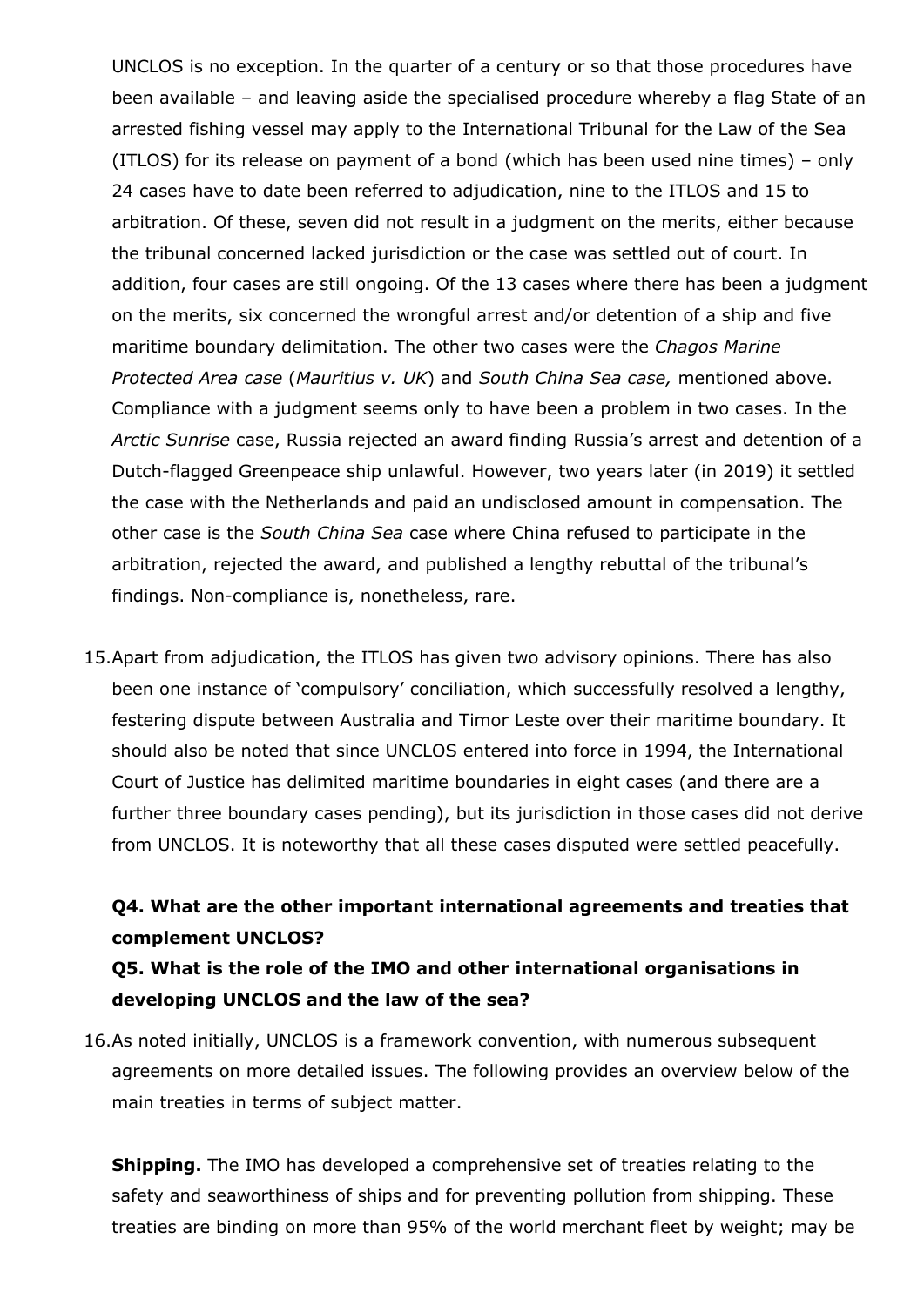UNCLOS is no exception. In the quarter of a century or so that those procedures have been available – and leaving aside the specialised procedure whereby a flag State of an arrested fishing vessel may apply to the International Tribunal for the Law of the Sea (ITLOS) for its release on payment of a bond (which has been used nine times) – only 24 cases have to date been referred to adjudication, nine to the ITLOS and 15 to arbitration. Of these, seven did not result in a judgment on the merits, either because the tribunal concerned lacked jurisdiction or the case was settled out of court. In addition, four cases are still ongoing. Of the 13 cases where there has been a judgment on the merits, six concerned the wrongful arrest and/or detention of a ship and five maritime boundary delimitation. The other two cases were the *Chagos Marine Protected Area case* (*Mauritius v. UK*) and *South China Sea case,* mentioned above. Compliance with a judgment seems only to have been a problem in two cases. In the *Arctic Sunrise* case, Russia rejected an award finding Russia's arrest and detention of a Dutch-flagged Greenpeace ship unlawful. However, two years later (in 2019) it settled the case with the Netherlands and paid an undisclosed amount in compensation. The other case is the *South China Sea* case where China refused to participate in the arbitration, rejected the award, and published a lengthy rebuttal of the tribunal's findings. Non-compliance is, nonetheless, rare.

15. Apart from adjudication, the ITLOS has given two advisory opinions. There has also been one instance of 'compulsory' conciliation, which successfully resolved a lengthy, festering dispute between Australia and Timor Leste over their maritime boundary. It should also be noted that since UNCLOS entered into force in 1994, the International Court of Justice has delimited maritime boundaries in eight cases (and there are a further three boundary cases pending), but its jurisdiction in those cases did not derive from UNCLOS. It is noteworthy that all these cases disputed were settled peacefully.

**Q4. What are the other important international agreements and treaties that complement UNCLOS?**

**Q5. What is the role of the IMO and other international organisations in developing UNCLOS and the law of the sea?**

16. As noted initially, UNCLOS is a framework convention, with numerous subsequent agreements on more detailed issues. The following provides an overview below of the main treaties in terms of subject matter.

**Shipping.** The IMO has developed a comprehensive set of treaties relating to the safety and seaworthiness of ships and for preventing pollution from shipping. These treaties are binding on more than 95% of the world merchant fleet by weight; may be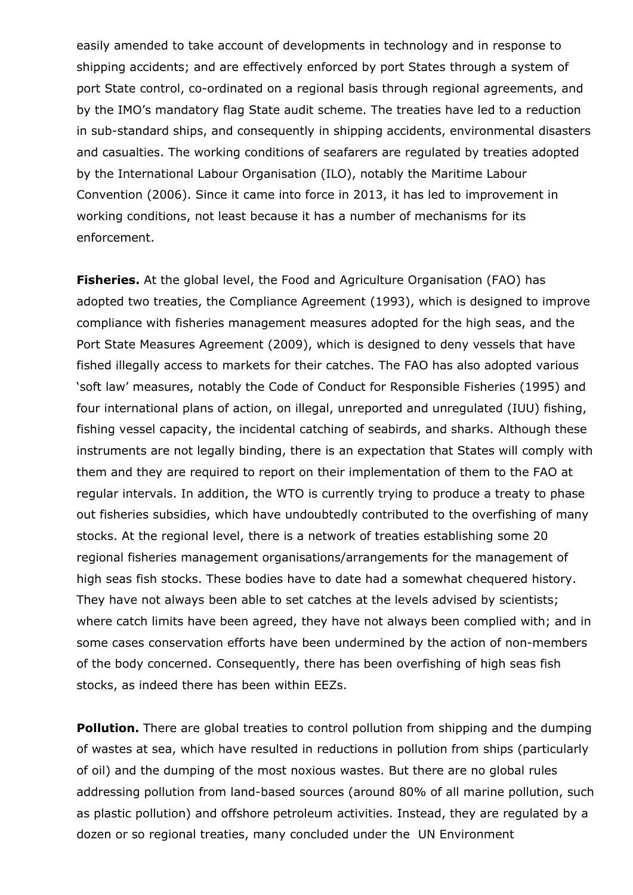easily amended to take account of developments in technology and in response to shipping accidents; and are effectively enforced by port States through a system of port State control, co-ordinated on a regional basis through regional agreements, and by the IMO's mandatory flag State audit scheme. The treaties have led to a reduction in sub-standard ships, and consequently in shipping accidents, environmental disasters and casualties. The working conditions of seafarers are regulated by treaties adopted by the International Labour Organisation (ILO), notably the Maritime Labour Convention (2006). Since it came into force in 2013, it has led to improvement in working conditions, not least because it has a number of mechanisms for its enforcement.

**Fisheries.** At the global level, the Food and Agriculture Organisation (FAO) has adopted two treaties, the Compliance Agreement (1993), which is designed to improve compliance with fisheries management measures adopted for the high seas, and the Port State Measures Agreement (2009), which is designed to deny vessels that have fished illegally access to markets for their catches. The FAO has also adopted various 'soft law' measures, notably the Code of Conduct for Responsible Fisheries (1995) and four international plans of action, on illegal, unreported and unregulated (IUU) fishing, fishing vessel capacity, the incidental catching of seabirds, and sharks. Although these instruments are not legally binding, there is an expectation that States will comply with them and they are required to report on their implementation of them to the FAO at regular intervals. In addition, the WTO is currently trying to produce a treaty to phase out fisheries subsidies, which have undoubtedly contributed to the overfishing of many stocks. At the regional level, there is a network of treaties establishing some 20 regional fisheries management organisations/arrangements for the management of high seas fish stocks. These bodies have to date had a somewhat chequered history. They have not always been able to set catches at the levels advised by scientists; where catch limits have been agreed, they have not always been complied with; and in some cases conservation efforts have been undermined by the action of non-members of the body concerned. Consequently, there has been overfishing of high seas fish stocks, as indeed there has been within EEZs.

**Pollution.** There are global treaties to control pollution from shipping and the dumping of wastes at sea, which have resulted in reductions in pollution from ships (particularly of oil) and the dumping of the most noxious wastes. But there are no global rules addressing pollution from land-based sources (around 80% of all marine pollution, such as plastic pollution) and offshore petroleum activities. Instead, they are regulated by a dozen or so regional treaties, many concluded under the UN Environment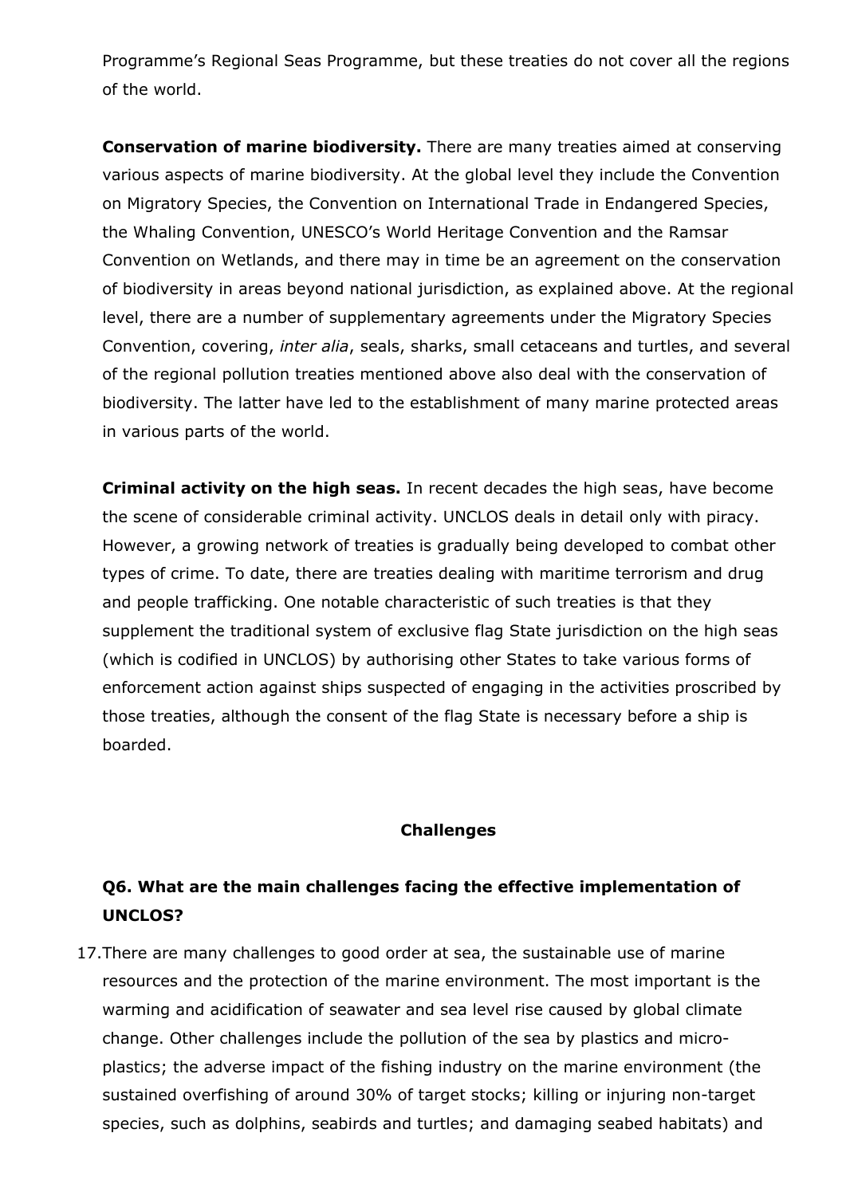Programme's Regional Seas Programme, but these treaties do not cover all the regions of the world.

**Conservation of marine biodiversity.** There are many treaties aimed at conserving various aspects of marine biodiversity. At the global level they include the Convention on Migratory Species, the Convention on International Trade in Endangered Species, the Whaling Convention, UNESCO's World Heritage Convention and the Ramsar Convention on Wetlands, and there may in time be an agreement on the conservation of biodiversity in areas beyond national jurisdiction, as explained above. At the regional level, there are a number of supplementary agreements under the Migratory Species Convention, covering, *inter alia*, seals, sharks, small cetaceans and turtles, and several of the regional pollution treaties mentioned above also deal with the conservation of biodiversity. The latter have led to the establishment of many marine protected areas in various parts of the world.

**Criminal activity on the high seas.** In recent decades the high seas, have become the scene of considerable criminal activity. UNCLOS deals in detail only with piracy. However, a growing network of treaties is gradually being developed to combat other types of crime. To date, there are treaties dealing with maritime terrorism and drug and people trafficking. One notable characteristic of such treaties is that they supplement the traditional system of exclusive flag State jurisdiction on the high seas (which is codified in UNCLOS) by authorising other States to take various forms of enforcement action against ships suspected of engaging in the activities proscribed by those treaties, although the consent of the flag State is necessary before a ship is boarded.

## Challenges

### Q6. What are the main challenges facing the effective implementation of UNCLOS?

17. There are many challenges to good order at sea, the sustainable use of marine resources and the protection of the marine environment. The most important is the warming and acidification of seawater and sea level rise caused by global climate change. Other challenges include the pollution of the sea by plastics and micro-plastics; the adverse impact of the fishing industry on the marine environment (the sustained overfishing of around 30% of target stocks; killing or injuring non-target species, such as dolphins, seabirds and turtles; and damaging seabed habitats) and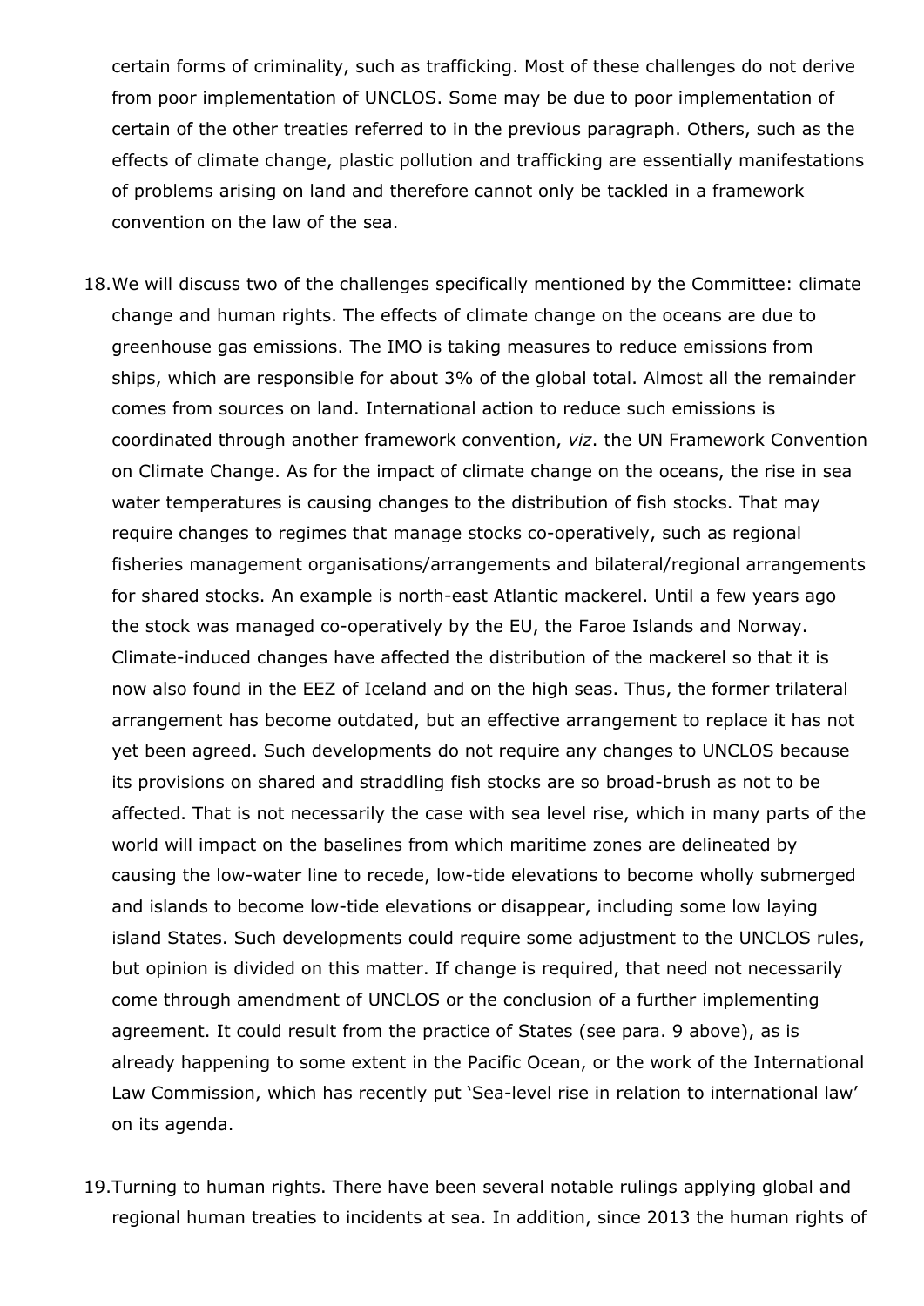certain forms of criminality, such as trafficking. Most of these challenges do not derive from poor implementation of UNCLOS. Some may be due to poor implementation of certain of the other treaties referred to in the previous paragraph. Others, such as the effects of climate change, plastic pollution and trafficking are essentially manifestations of problems arising on land and therefore cannot only be tackled in a framework convention on the law of the sea.

18. We will discuss two of the challenges specifically mentioned by the Committee: climate change and human rights. The effects of climate change on the oceans are due to greenhouse gas emissions. The IMO is taking measures to reduce emissions from ships, which are responsible for about 3% of the global total. Almost all the remainder comes from sources on land. International action to reduce such emissions is coordinated through another framework convention, *viz*. the UN Framework Convention on Climate Change. As for the impact of climate change on the oceans, the rise in sea water temperatures is causing changes to the distribution of fish stocks. That may require changes to regimes that manage stocks co-operatively, such as regional fisheries management organisations/arrangements and bilateral/regional arrangements for shared stocks. An example is north-east Atlantic mackerel. Until a few years ago the stock was managed co-operatively by the EU, the Faroe Islands and Norway. Climate-induced changes have affected the distribution of the mackerel so that it is now also found in the EEZ of Iceland and on the high seas. Thus, the former trilateral arrangement has become outdated, but an effective arrangement to replace it has not yet been agreed. Such developments do not require any changes to UNCLOS because its provisions on shared and straddling fish stocks are so broad-brush as not to be affected. That is not necessarily the case with sea level rise, which in many parts of the world will impact on the baselines from which maritime zones are delineated by causing the low-water line to recede, low-tide elevations to become wholly submerged and islands to become low-tide elevations or disappear, including some low laying island States. Such developments could require some adjustment to the UNCLOS rules, but opinion is divided on this matter. If change is required, that need not necessarily come through amendment of UNCLOS or the conclusion of a further implementing agreement. It could result from the practice of States (see para. 9 above), as is already happening to some extent in the Pacific Ocean, or the work of the International Law Commission, which has recently put 'Sea-level rise in relation to international law' on its agenda.

19. Turning to human rights. There have been several notable rulings applying global and regional human treaties to incidents at sea. In addition, since 2013 the human rights of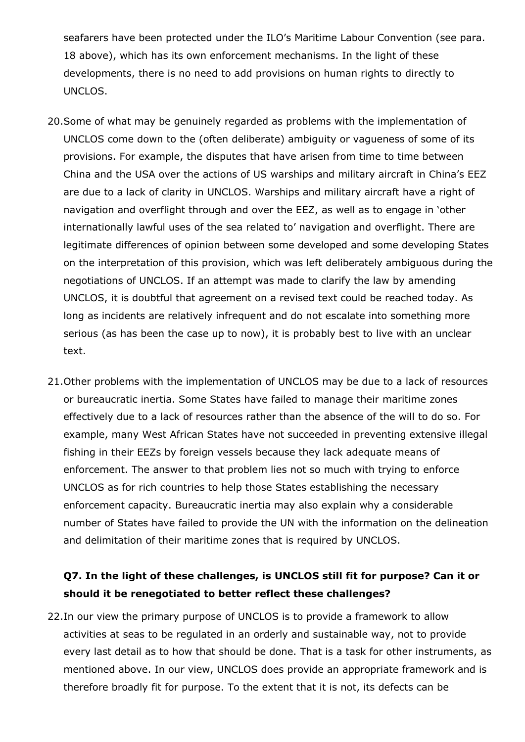seafarers have been protected under the ILO's Maritime Labour Convention (see para. 18 above), which has its own enforcement mechanisms. In the light of these developments, there is no need to add provisions on human rights to directly to UNCLOS.

20. Some of what may be genuinely regarded as problems with the implementation of UNCLOS come down to the (often deliberate) ambiguity or vagueness of some of its provisions. For example, the disputes that have arisen from time to time between China and the USA over the actions of US warships and military aircraft in China's EEZ are due to a lack of clarity in UNCLOS. Warships and military aircraft have a right of navigation and overflight through and over the EEZ, as well as to engage in 'other internationally lawful uses of the sea related to' navigation and overflight. There are legitimate differences of opinion between some developed and some developing States on the interpretation of this provision, which was left deliberately ambiguous during the negotiations of UNCLOS. If an attempt was made to clarify the law by amending UNCLOS, it is doubtful that agreement on a revised text could be reached today. As long as incidents are relatively infrequent and do not escalate into something more serious (as has been the case up to now), it is probably best to live with an unclear text.

21. Other problems with the implementation of UNCLOS may be due to a lack of resources or bureaucratic inertia. Some States have failed to manage their maritime zones effectively due to a lack of resources rather than the absence of the will to do so. For example, many West African States have not succeeded in preventing extensive illegal fishing in their EEZs by foreign vessels because they lack adequate means of enforcement. The answer to that problem lies not so much with trying to enforce UNCLOS as for rich countries to help those States establishing the necessary enforcement capacity. Bureaucratic inertia may also explain why a considerable number of States have failed to provide the UN with the information on the delineation and delimitation of their maritime zones that is required by UNCLOS.

### Q7. In the light of these challenges, is UNCLOS still fit for purpose? Can it or should it be renegotiated to better reflect these challenges?

22. In our view the primary purpose of UNCLOS is to provide a framework to allow activities at seas to be regulated in an orderly and sustainable way, not to provide every last detail as to how that should be done. That is a task for other instruments, as mentioned above. In our view, UNCLOS does provide an appropriate framework and is therefore broadly fit for purpose. To the extent that it is not, its defects can be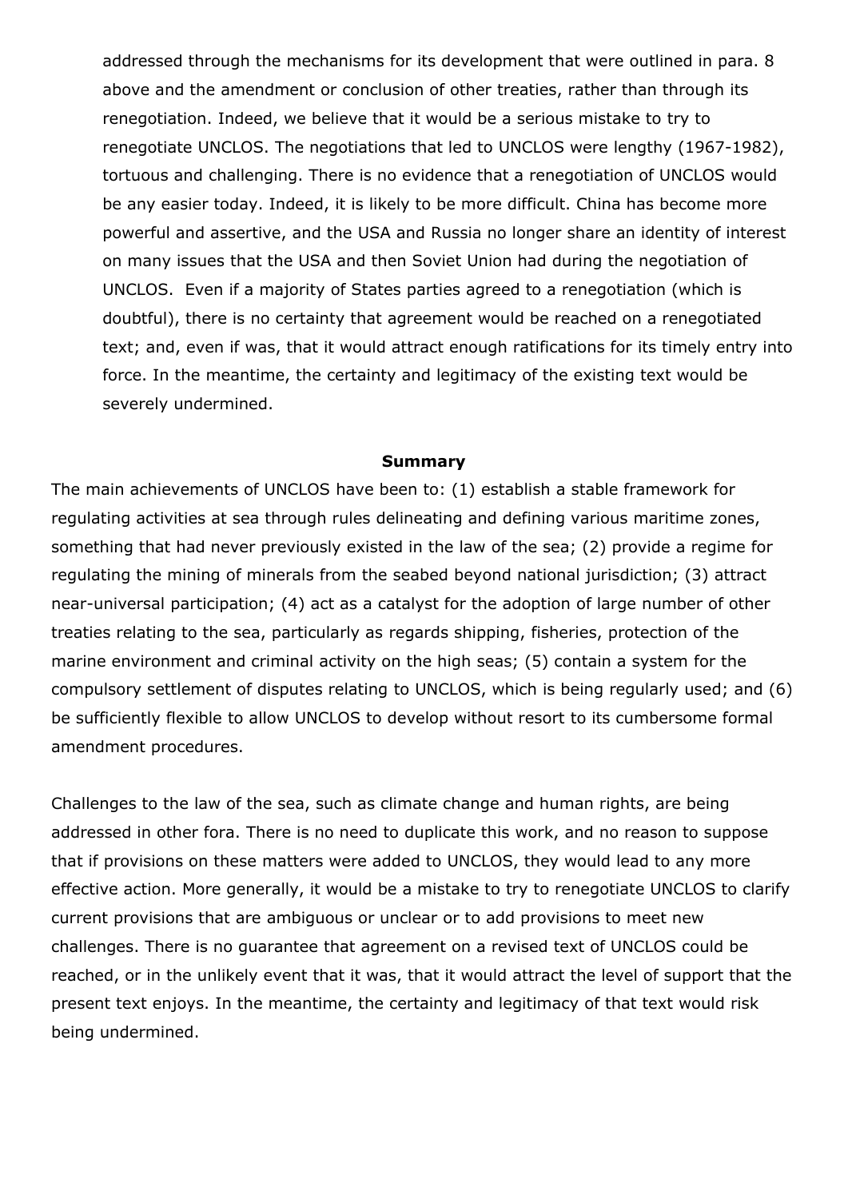addressed through the mechanisms for its development that were outlined in para. 8 above and the amendment or conclusion of other treaties, rather than through its renegotiation. Indeed, we believe that it would be a serious mistake to try to renegotiate UNCLOS. The negotiations that led to UNCLOS were lengthy (1967-1982), tortuous and challenging. There is no evidence that a renegotiation of UNCLOS would be any easier today. Indeed, it is likely to be more difficult. China has become more powerful and assertive, and the USA and Russia no longer share an identity of interest on many issues that the USA and then Soviet Union had during the negotiation of UNCLOS. Even if a majority of States parties agreed to a renegotiation (which is doubtful), there is no certainty that agreement would be reached on a renegotiated text; and, even if was, that it would attract enough ratifications for its timely entry into force. In the meantime, the certainty and legitimacy of the existing text would be severely undermined.

**Summary**

The main achievements of UNCLOS have been to: (1) establish a stable framework for regulating activities at sea through rules delineating and defining various maritime zones, something that had never previously existed in the law of the sea; (2) provide a regime for regulating the mining of minerals from the seabed beyond national jurisdiction; (3) attract near-universal participation; (4) act as a catalyst for the adoption of large number of other treaties relating to the sea, particularly as regards shipping, fisheries, protection of the marine environment and criminal activity on the high seas; (5) contain a system for the compulsory settlement of disputes relating to UNCLOS, which is being regularly used; and (6) be sufficiently flexible to allow UNCLOS to develop without resort to its cumbersome formal amendment procedures.

Challenges to the law of the sea, such as climate change and human rights, are being addressed in other fora. There is no need to duplicate this work, and no reason to suppose that if provisions on these matters were added to UNCLOS, they would lead to any more effective action. More generally, it would be a mistake to try to renegotiate UNCLOS to clarify current provisions that are ambiguous or unclear or to add provisions to meet new challenges. There is no guarantee that agreement on a revised text of UNCLOS could be reached, or in the unlikely event that it was, that it would attract the level of support that the present text enjoys. In the meantime, the certainty and legitimacy of that text would risk being undermined.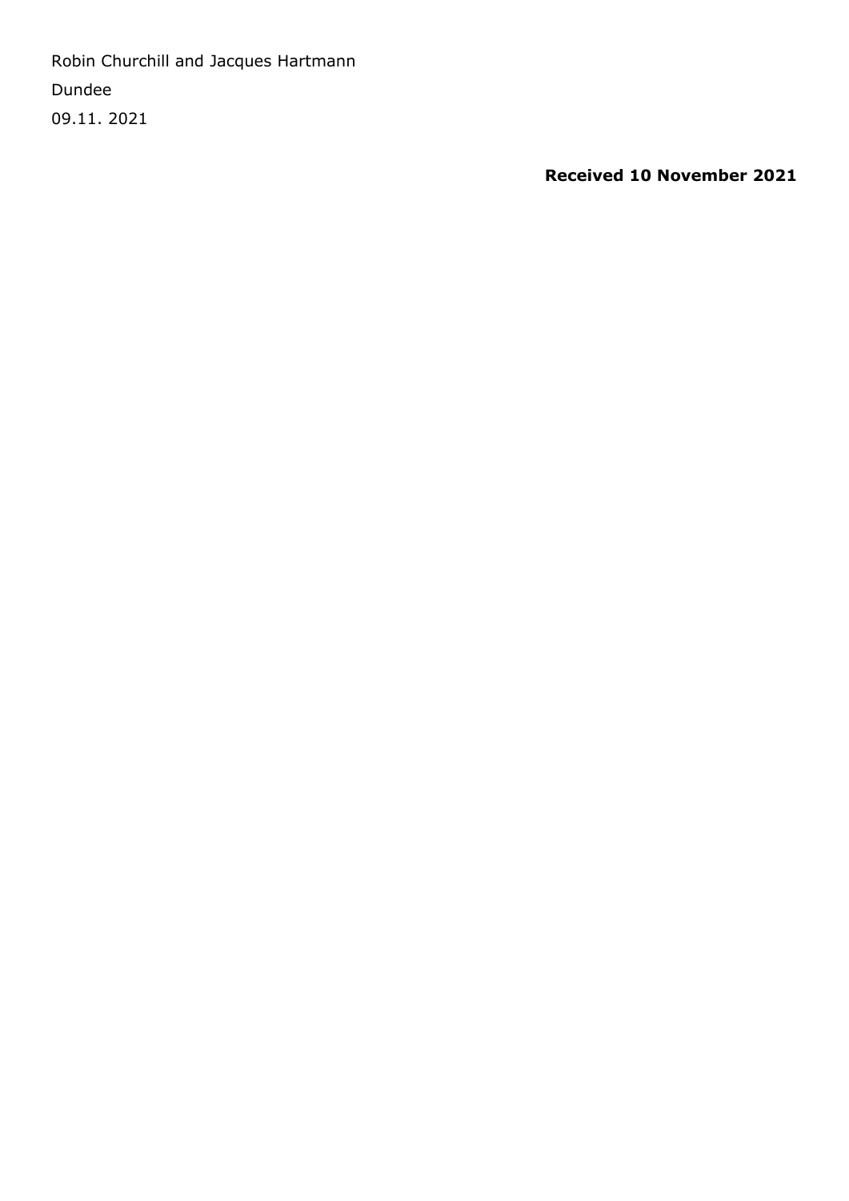Robin Churchill and Jacques Hartmann

Dundee

09.11. 2021

**Received 10 November 2021**